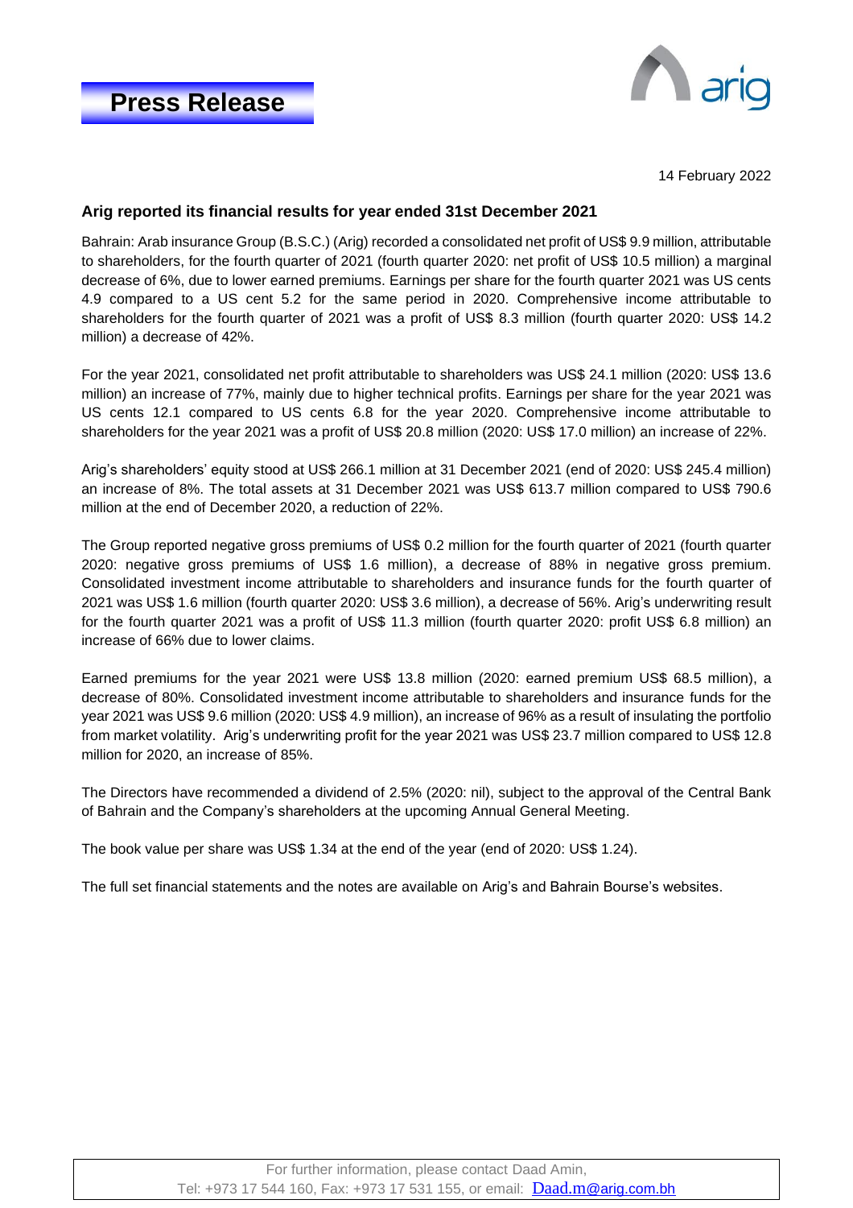# Press Release

14 February 2022

### Arig reported its financial results for year ended 31st December 2021

Bahrain: Arab insurance Group (B.S.C.) (Arig) recorded a consolidated net profit of US$ 9.9 million, attributable to shareholders, for the fourth quarter of 2021 (fourth quarter 2020: net profit of US$ 10.5 million) a marginal decrease of 6%, due to lower earned premiums. Earnings per share for the fourth quarter 2021 was US cents 4.9 compared to a US cent 5.2 for the same period in 2020. Comprehensive income attributable to shareholders for the fourth quarter of 2021 was a profit of US$ 8.3 million (fourth quarter 2020: US$ 14.2 million) a decrease of 42%.

For the year 2021, consolidated net profit attributable to shareholders was US$ 24.1 million (2020: US$ 13.6 million) an increase of 77%, mainly due to higher technical profits. Earnings per share for the year 2021 was US cents 12.1 compared to US cents 6.8 for the year 2020. Comprehensive income attributable to shareholders for the year 2021 was a profit of US$ 20.8 million (2020: US$ 17.0 million) an increase of 22%.

Arig's shareholders' equity stood at US$ 266.1 million at 31 December 2021 (end of 2020: US$ 245.4 million) an increase of 8%. The total assets at 31 December 2021 was US$ 613.7 million compared to US$ 790.6 million at the end of December 2020, a reduction of 22%.

The Group reported negative gross premiums of US$ 0.2 million for the fourth quarter of 2021 (fourth quarter 2020: negative gross premiums of US$ 1.6 million), a decrease of 88% in negative gross premium. Consolidated investment income attributable to shareholders and insurance funds for the fourth quarter of 2021 was US$ 1.6 million (fourth quarter 2020: US$ 3.6 million), a decrease of 56%. Arig's underwriting result for the fourth quarter 2021 was a profit of US$ 11.3 million (fourth quarter 2020: profit US$ 6.8 million) an increase of 66% due to lower claims.

Earned premiums for the year 2021 were US$ 13.8 million (2020: earned premium US$ 68.5 million), a decrease of 80%. Consolidated investment income attributable to shareholders and insurance funds for the year 2021 was US$ 9.6 million (2020: US$ 4.9 million), an increase of 96% as a result of insulating the portfolio from market volatility. Arig's underwriting profit for the year 2021 was US$ 23.7 million compared to US$ 12.8 million for 2020, an increase of 85%.

The Directors have recommended a dividend of 2.5% (2020: nil), subject to the approval of the Central Bank of Bahrain and the Company's shareholders at the upcoming Annual General Meeting.

The book value per share was US$ 1.34 at the end of the year (end of 2020: US$ 1.24).

The full set financial statements and the notes are available on Arig's and Bahrain Bourse's websites.

For further information, please contact Daad Amin,
Tel: +973 17 544 160, Fax: +973 17 531 155, or email: Daad.m@arig.com.bh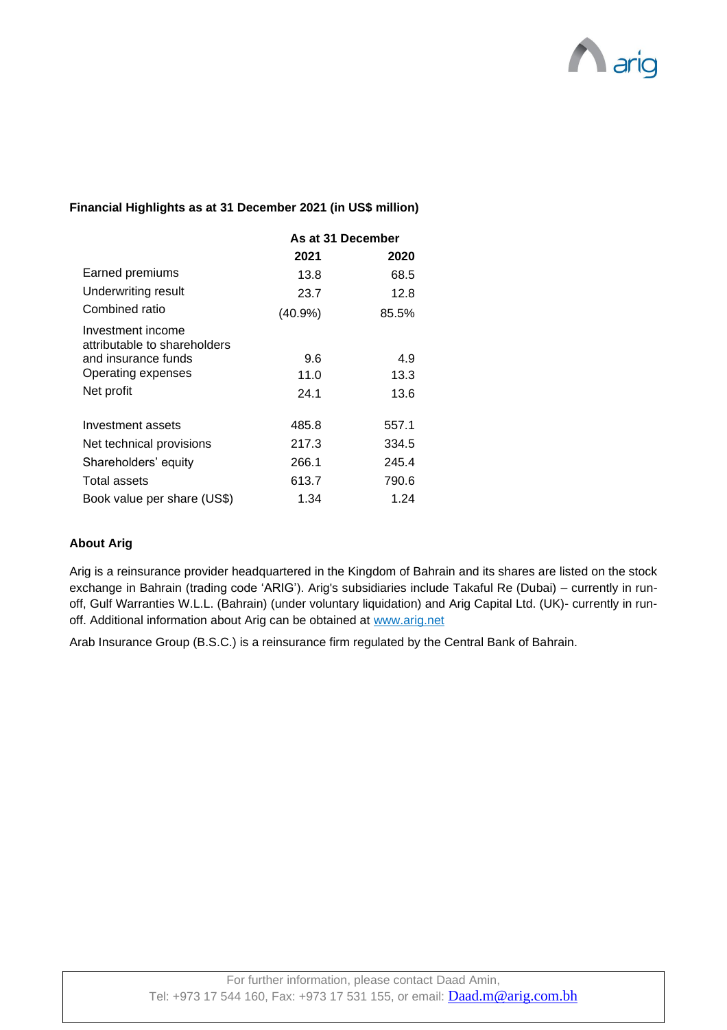**Financial Highlights as at 31 December 2021 (in US$ million)**

| | As at 31 December | |
|---|---|---|
| | **2021** | **2020** |
| Earned premiums | 13.8 | 68.5 |
| Underwriting result | 23.7 | 12.8 |
| Combined ratio | (40.9%) | 85.5% |
| Investment income attributable to shareholders and insurance funds | 9.6 | 4.9 |
| Operating expenses | 11.0 | 13.3 |
| Net profit | 24.1 | 13.6 |
| Investment assets | 485.8 | 557.1 |
| Net technical provisions | 217.3 | 334.5 |
| Shareholders' equity | 266.1 | 245.4 |
| Total assets | 613.7 | 790.6 |
| Book value per share (US$) | 1.34 | 1.24 |

**About Arig**

Arig is a reinsurance provider headquartered in the Kingdom of Bahrain and its shares are listed on the stock exchange in Bahrain (trading code 'ARIG'). Arig's subsidiaries include Takaful Re (Dubai) – currently in run-off, Gulf Warranties W.L.L. (Bahrain) (under voluntary liquidation) and Arig Capital Ltd. (UK)- currently in run-off. Additional information about Arig can be obtained at www.arig.net

Arab Insurance Group (B.S.C.) is a reinsurance firm regulated by the Central Bank of Bahrain.

For further information, please contact Daad Amin,
Tel: +973 17 544 160, Fax: +973 17 531 155, or email: Daad.m@arig.com.bh